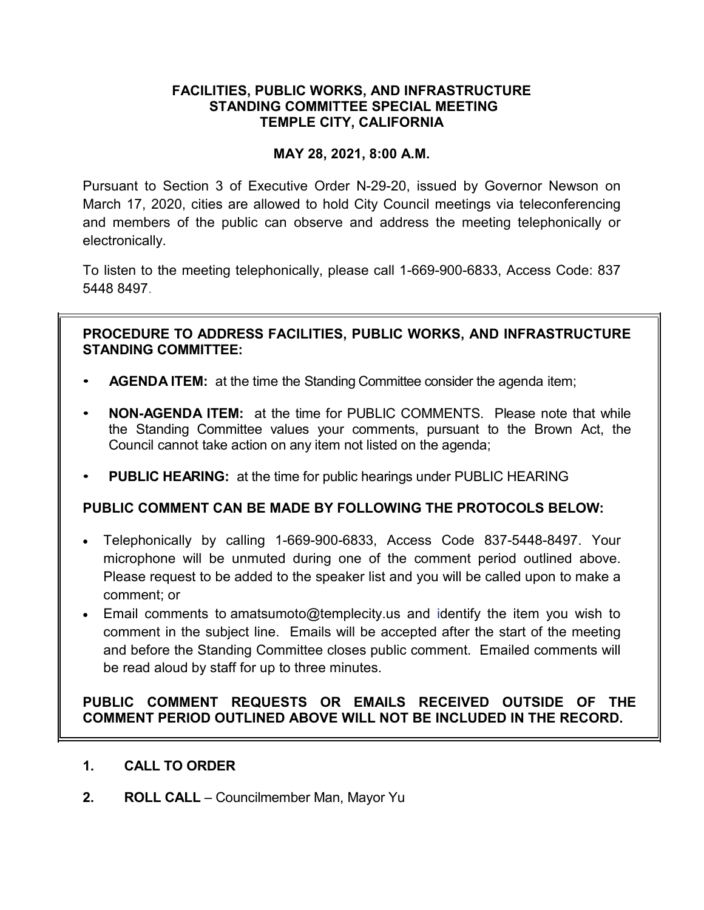**FACILITIES, PUBLIC WORKS, AND INFRASTRUCTURE STANDING COMMITTEE SPECIAL MEETING TEMPLE CITY, CALIFORNIA**

**MAY 28, 2021, 8:00 A.M.**

Pursuant to Section 3 of Executive Order N-29-20, issued by Governor Newson on March 17, 2020, cities are allowed to hold City Council meetings via teleconferencing and members of the public can observe and address the meeting telephonically or electronically.

To listen to the meeting telephonically, please call 1-669-900-6833, Access Code: 837 5448 8497.

**PROCEDURE TO ADDRESS FACILITIES, PUBLIC WORKS, AND INFRASTRUCTURE STANDING COMMITTEE:**

- **AGENDA ITEM:** at the time the Standing Committee consider the agenda item;
- **NON-AGENDA ITEM:** at the time for PUBLIC COMMENTS. Please note that while the Standing Committee values your comments, pursuant to the Brown Act, the Council cannot take action on any item not listed on the agenda;
- **PUBLIC HEARING:** at the time for public hearings under PUBLIC HEARING

**PUBLIC COMMENT CAN BE MADE BY FOLLOWING THE PROTOCOLS BELOW:**

- Telephonically by calling 1-669-900-6833, Access Code 837-5448-8497. Your microphone will be unmuted during one of the comment period outlined above. Please request to be added to the speaker list and you will be called upon to make a comment; or
- Email comments to amatsumoto@templecity.us and identify the item you wish to comment in the subject line. Emails will be accepted after the start of the meeting and before the Standing Committee closes public comment. Emailed comments will be read aloud by staff for up to three minutes.

**PUBLIC COMMENT REQUESTS OR EMAILS RECEIVED OUTSIDE OF THE COMMENT PERIOD OUTLINED ABOVE WILL NOT BE INCLUDED IN THE RECORD.**

1. **CALL TO ORDER**
2. **ROLL CALL** – Councilmember Man, Mayor Yu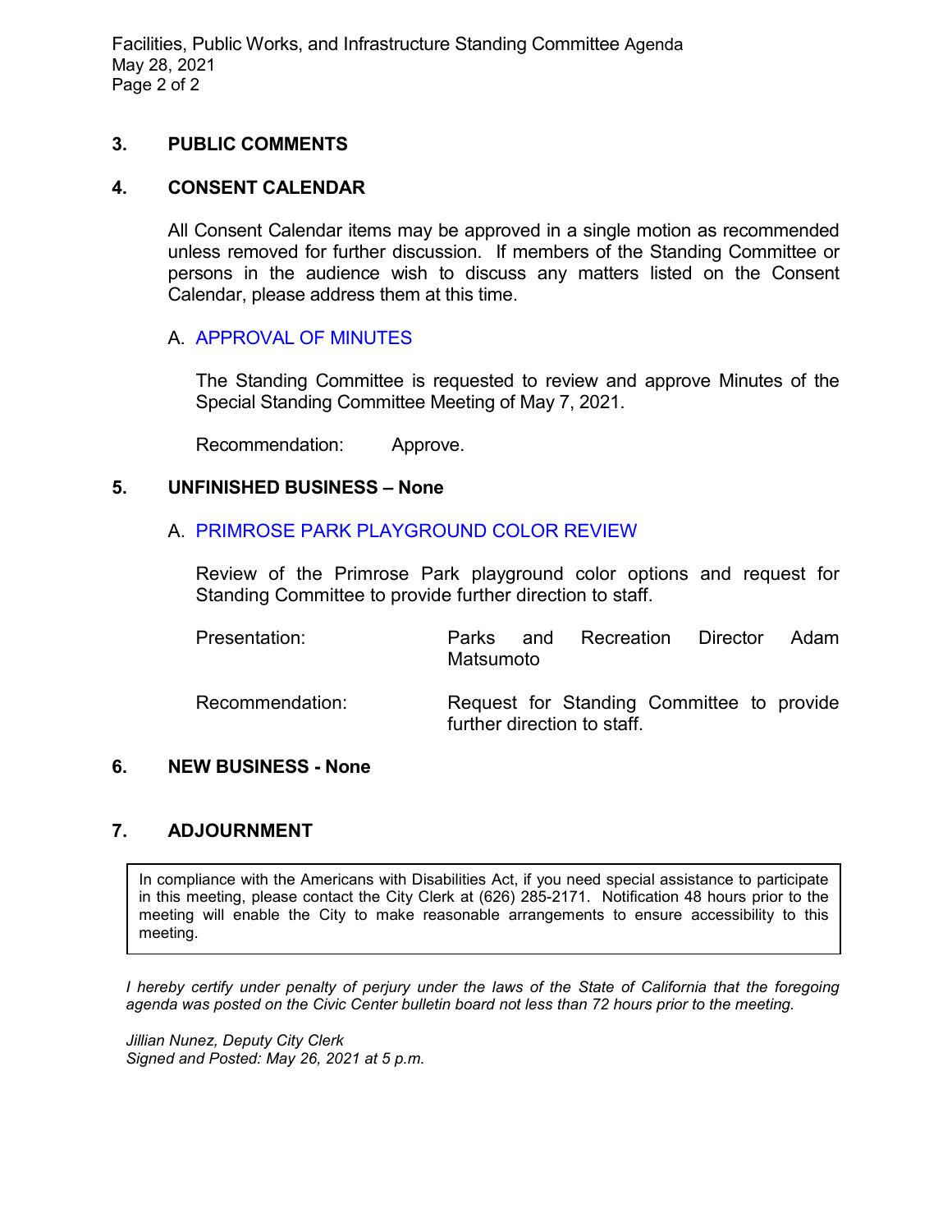## 3. PUBLIC COMMENTS

## 4. CONSENT CALENDAR

All Consent Calendar items may be approved in a single motion as recommended unless removed for further discussion. If members of the Standing Committee or persons in the audience wish to discuss any matters listed on the Consent Calendar, please address them at this time.

### A. APPROVAL OF MINUTES

The Standing Committee is requested to review and approve Minutes of the Special Standing Committee Meeting of May 7, 2021.

Recommendation: Approve.

## 5. UNFINISHED BUSINESS – None

### A. PRIMROSE PARK PLAYGROUND COLOR REVIEW

Review of the Primrose Park playground color options and request for Standing Committee to provide further direction to staff.

Presentation: Parks and Recreation Director Adam Matsumoto

Recommendation: Request for Standing Committee to provide further direction to staff.

## 6. NEW BUSINESS - None

## 7. ADJOURNMENT

In compliance with the Americans with Disabilities Act, if you need special assistance to participate in this meeting, please contact the City Clerk at (626) 285-2171. Notification 48 hours prior to the meeting will enable the City to make reasonable arrangements to ensure accessibility to this meeting.

*I hereby certify under penalty of perjury under the laws of the State of California that the foregoing agenda was posted on the Civic Center bulletin board not less than 72 hours prior to the meeting.*

*Jillian Nunez, Deputy City Clerk*
*Signed and Posted: May 26, 2021 at 5 p.m.*